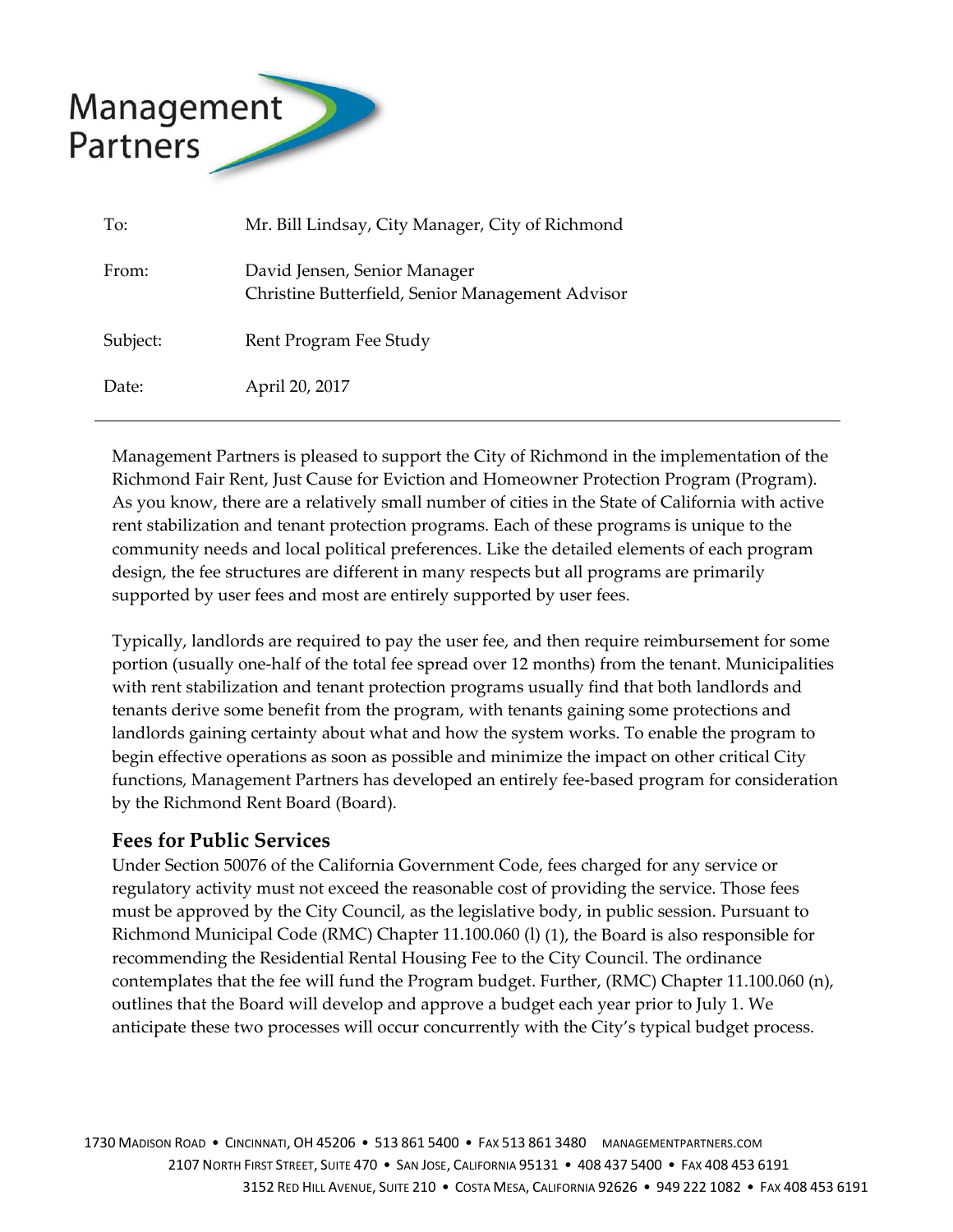Management Partners

| | |
|---|---|
| To: | Mr. Bill Lindsay, City Manager, City of Richmond |
| From: | David Jensen, Senior Manager<br>Christine Butterfield, Senior Management Advisor |
| Subject: | Rent Program Fee Study |
| Date: | April 20, 2017 |

Management Partners is pleased to support the City of Richmond in the implementation of the Richmond Fair Rent, Just Cause for Eviction and Homeowner Protection Program (Program). As you know, there are a relatively small number of cities in the State of California with active rent stabilization and tenant protection programs. Each of these programs is unique to the community needs and local political preferences. Like the detailed elements of each program design, the fee structures are different in many respects but all programs are primarily supported by user fees and most are entirely supported by user fees.

Typically, landlords are required to pay the user fee, and then require reimbursement for some portion (usually one-half of the total fee spread over 12 months) from the tenant. Municipalities with rent stabilization and tenant protection programs usually find that both landlords and tenants derive some benefit from the program, with tenants gaining some protections and landlords gaining certainty about what and how the system works. To enable the program to begin effective operations as soon as possible and minimize the impact on other critical City functions, Management Partners has developed an entirely fee-based program for consideration by the Richmond Rent Board (Board).

## Fees for Public Services

Under Section 50076 of the California Government Code, fees charged for any service or regulatory activity must not exceed the reasonable cost of providing the service. Those fees must be approved by the City Council, as the legislative body, in public session. Pursuant to Richmond Municipal Code (RMC) Chapter 11.100.060 (l) (1), the Board is also responsible for recommending the Residential Rental Housing Fee to the City Council. The ordinance contemplates that the fee will fund the Program budget. Further, (RMC) Chapter 11.100.060 (n), outlines that the Board will develop and approve a budget each year prior to July 1. We anticipate these two processes will occur concurrently with the City's typical budget process.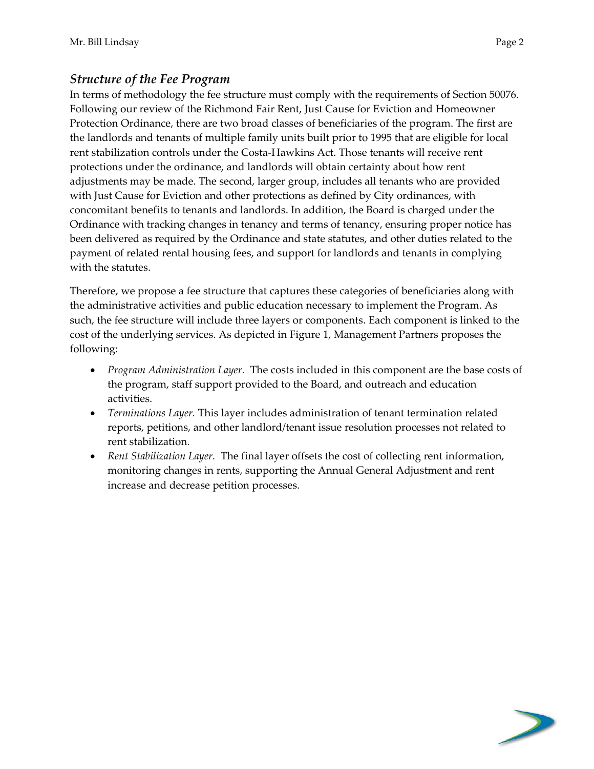## *Structure of the Fee Program*

In terms of methodology the fee structure must comply with the requirements of Section 50076. Following our review of the Richmond Fair Rent, Just Cause for Eviction and Homeowner Protection Ordinance, there are two broad classes of beneficiaries of the program. The first are the landlords and tenants of multiple family units built prior to 1995 that are eligible for local rent stabilization controls under the Costa-Hawkins Act. Those tenants will receive rent protections under the ordinance, and landlords will obtain certainty about how rent adjustments may be made. The second, larger group, includes all tenants who are provided with Just Cause for Eviction and other protections as defined by City ordinances, with concomitant benefits to tenants and landlords. In addition, the Board is charged under the Ordinance with tracking changes in tenancy and terms of tenancy, ensuring proper notice has been delivered as required by the Ordinance and state statutes, and other duties related to the payment of related rental housing fees, and support for landlords and tenants in complying with the statutes.

Therefore, we propose a fee structure that captures these categories of beneficiaries along with the administrative activities and public education necessary to implement the Program. As such, the fee structure will include three layers or components. Each component is linked to the cost of the underlying services. As depicted in Figure 1, Management Partners proposes the following:

- *Program Administration Layer.* The costs included in this component are the base costs of the program, staff support provided to the Board, and outreach and education activities.
- *Terminations Layer.* This layer includes administration of tenant termination related reports, petitions, and other landlord/tenant issue resolution processes not related to rent stabilization.
- *Rent Stabilization Layer.* The final layer offsets the cost of collecting rent information, monitoring changes in rents, supporting the Annual General Adjustment and rent increase and decrease petition processes.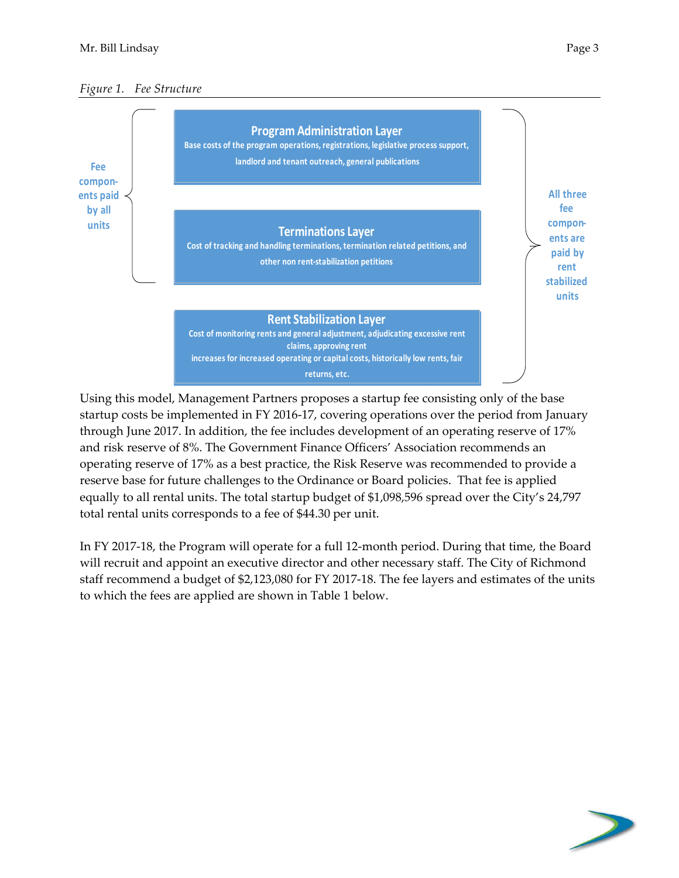*Figure 1. Fee Structure*

Fee components paid by all units

**Program Administration Layer**
Base costs of the program operations, registrations, legislative process support, landlord and tenant outreach, general publications

**Terminations Layer**
Cost of tracking and handling terminations, termination related petitions, and other non rent-stabilization petitions

**Rent Stabilization Layer**
Cost of monitoring rents and general adjustment, adjudicating excessive rent claims, approving rent increases for increased operating or capital costs, historically low rents, fair returns, etc.

All three fee components are paid by rent stabilized units

Using this model, Management Partners proposes a startup fee consisting only of the base startup costs be implemented in FY 2016-17, covering operations over the period from January through June 2017. In addition, the fee includes development of an operating reserve of 17% and risk reserve of 8%. The Government Finance Officers' Association recommends an operating reserve of 17% as a best practice, the Risk Reserve was recommended to provide a reserve base for future challenges to the Ordinance or Board policies. That fee is applied equally to all rental units. The total startup budget of $1,098,596 spread over the City's 24,797 total rental units corresponds to a fee of $44.30 per unit.

In FY 2017-18, the Program will operate for a full 12-month period. During that time, the Board will recruit and appoint an executive director and other necessary staff. The City of Richmond staff recommend a budget of $2,123,080 for FY 2017-18. The fee layers and estimates of the units to which the fees are applied are shown in Table 1 below.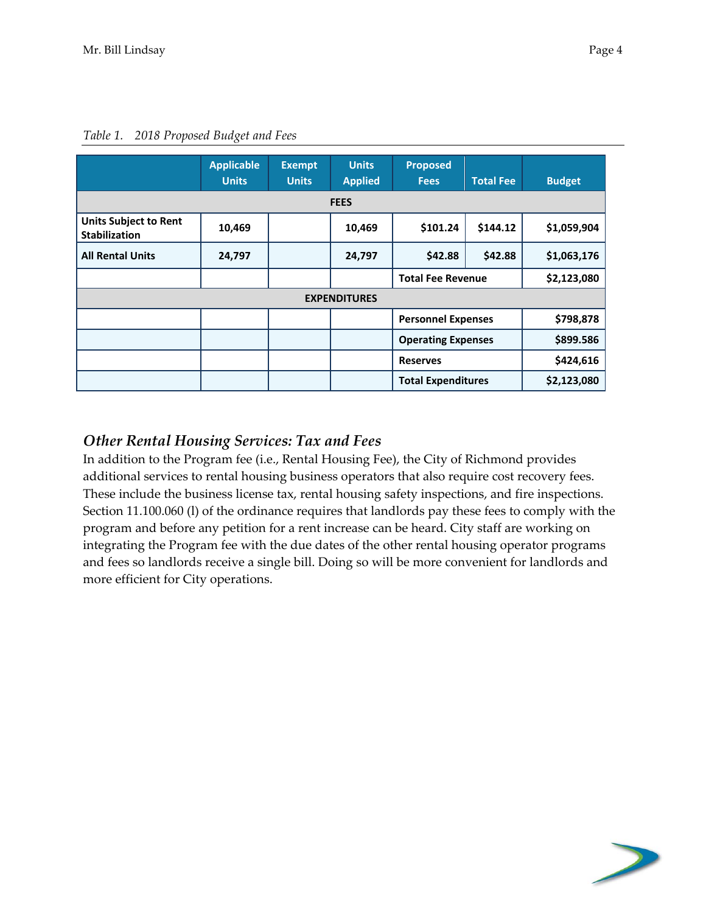*Table 1. 2018 Proposed Budget and Fees*

| | Applicable Units | Exempt Units | Units Applied | Proposed Fees | Total Fee | Budget |
|---|---|---|---|---|---|---|
| **FEES** | | | | | | |
| **Units Subject to Rent Stabilization** | **10,469** | | **10,469** | **$101.24** | **$144.12** | **$1,059,904** |
| **All Rental Units** | **24,797** | | **24,797** | **$42.88** | **$42.88** | **$1,063,176** |
| | | | | **Total Fee Revenue** | | **$2,123,080** |
| **EXPENDITURES** | | | | | | |
| | | | | **Personnel Expenses** | | **$798,878** |
| | | | | **Operating Expenses** | | **$899.586** |
| | | | | **Reserves** | | **$424,616** |
| | | | | **Total Expenditures** | | **$2,123,080** |

### *Other Rental Housing Services: Tax and Fees*

In addition to the Program fee (i.e., Rental Housing Fee), the City of Richmond provides additional services to rental housing business operators that also require cost recovery fees. These include the business license tax, rental housing safety inspections, and fire inspections. Section 11.100.060 (l) of the ordinance requires that landlords pay these fees to comply with the program and before any petition for a rent increase can be heard. City staff are working on integrating the Program fee with the due dates of the other rental housing operator programs and fees so landlords receive a single bill. Doing so will be more convenient for landlords and more efficient for City operations.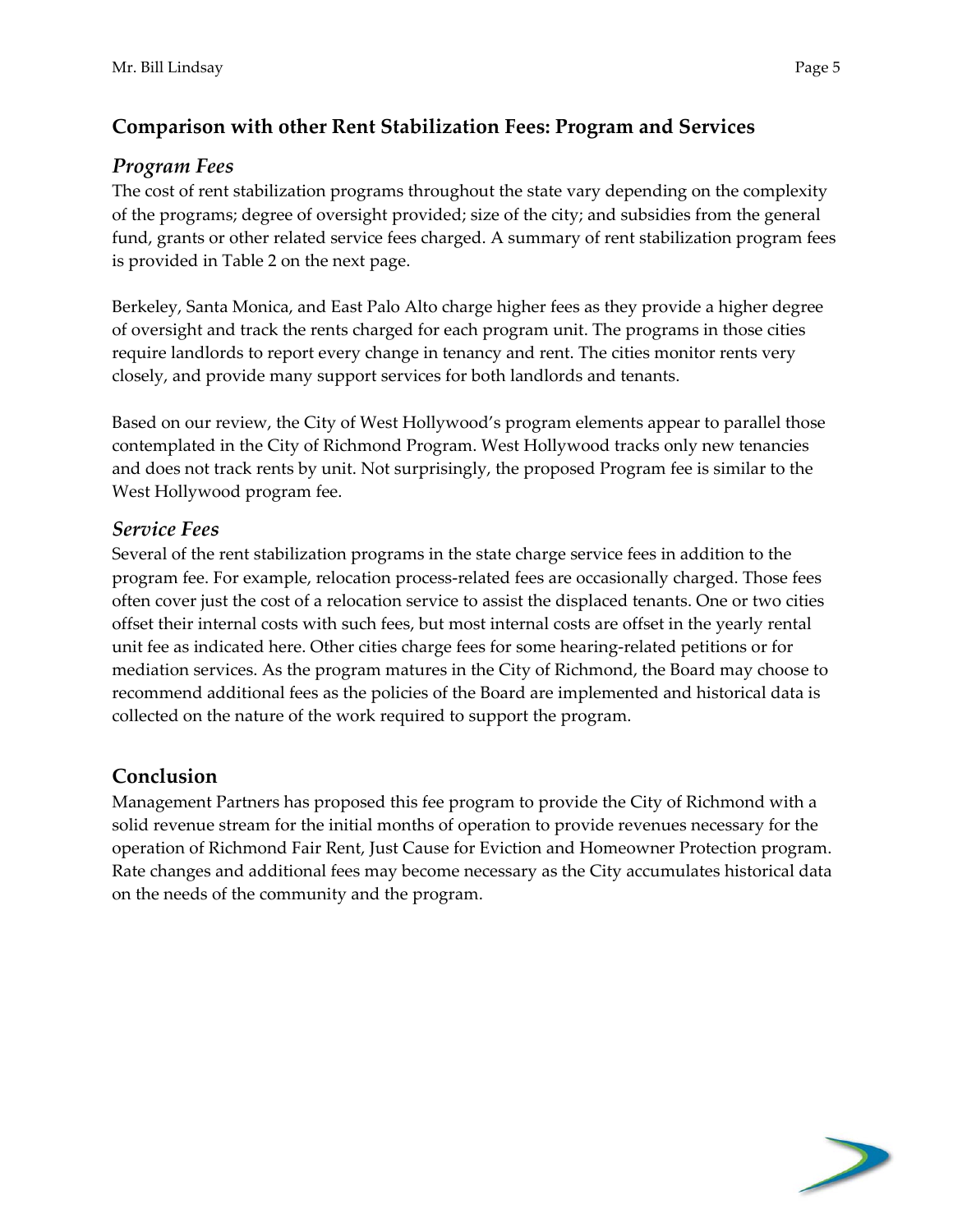## Comparison with other Rent Stabilization Fees: Program and Services

### *Program Fees*

The cost of rent stabilization programs throughout the state vary depending on the complexity of the programs; degree of oversight provided; size of the city; and subsidies from the general fund, grants or other related service fees charged. A summary of rent stabilization program fees is provided in Table 2 on the next page.

Berkeley, Santa Monica, and East Palo Alto charge higher fees as they provide a higher degree of oversight and track the rents charged for each program unit. The programs in those cities require landlords to report every change in tenancy and rent. The cities monitor rents very closely, and provide many support services for both landlords and tenants.

Based on our review, the City of West Hollywood's program elements appear to parallel those contemplated in the City of Richmond Program. West Hollywood tracks only new tenancies and does not track rents by unit. Not surprisingly, the proposed Program fee is similar to the West Hollywood program fee.

### *Service Fees*

Several of the rent stabilization programs in the state charge service fees in addition to the program fee. For example, relocation process-related fees are occasionally charged. Those fees often cover just the cost of a relocation service to assist the displaced tenants. One or two cities offset their internal costs with such fees, but most internal costs are offset in the yearly rental unit fee as indicated here. Other cities charge fees for some hearing-related petitions or for mediation services. As the program matures in the City of Richmond, the Board may choose to recommend additional fees as the policies of the Board are implemented and historical data is collected on the nature of the work required to support the program.

## Conclusion

Management Partners has proposed this fee program to provide the City of Richmond with a solid revenue stream for the initial months of operation to provide revenues necessary for the operation of Richmond Fair Rent, Just Cause for Eviction and Homeowner Protection program. Rate changes and additional fees may become necessary as the City accumulates historical data on the needs of the community and the program.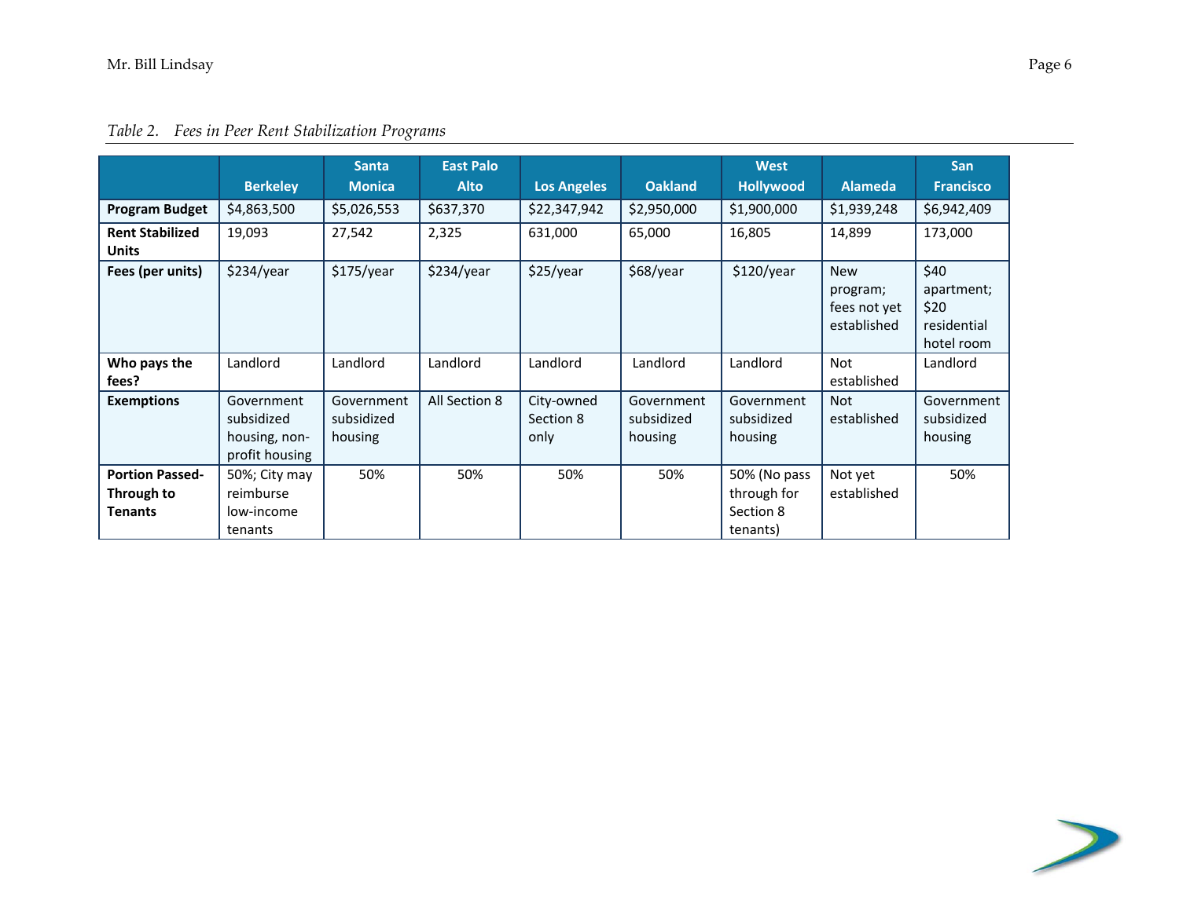*Table 2. Fees in Peer Rent Stabilization Programs*

| | Berkeley | Santa Monica | East Palo Alto | Los Angeles | Oakland | West Hollywood | Alameda | San Francisco |
|---|---|---|---|---|---|---|---|---|
| **Program Budget** | $4,863,500 | $5,026,553 | $637,370 | $22,347,942 | $2,950,000 | $1,900,000 | $1,939,248 | $6,942,409 |
| **Rent Stabilized Units** | 19,093 | 27,542 | 2,325 | 631,000 | 65,000 | 16,805 | 14,899 | 173,000 |
| **Fees (per units)** | $234/year | $175/year | $234/year | $25/year | $68/year | $120/year | New program; fees not yet established | $40 apartment; $20 residential hotel room |
| **Who pays the fees?** | Landlord | Landlord | Landlord | Landlord | Landlord | Landlord | Not established | Landlord |
| **Exemptions** | Government subsidized housing, non-profit housing | Government subsidized housing | All Section 8 | City-owned Section 8 only | Government subsidized housing | Government subsidized housing | Not established | Government subsidized housing |
| **Portion Passed-Through to Tenants** | 50%; City may reimburse low-income tenants | 50% | 50% | 50% | 50% | 50% (No pass through for Section 8 tenants) | Not yet established | 50% |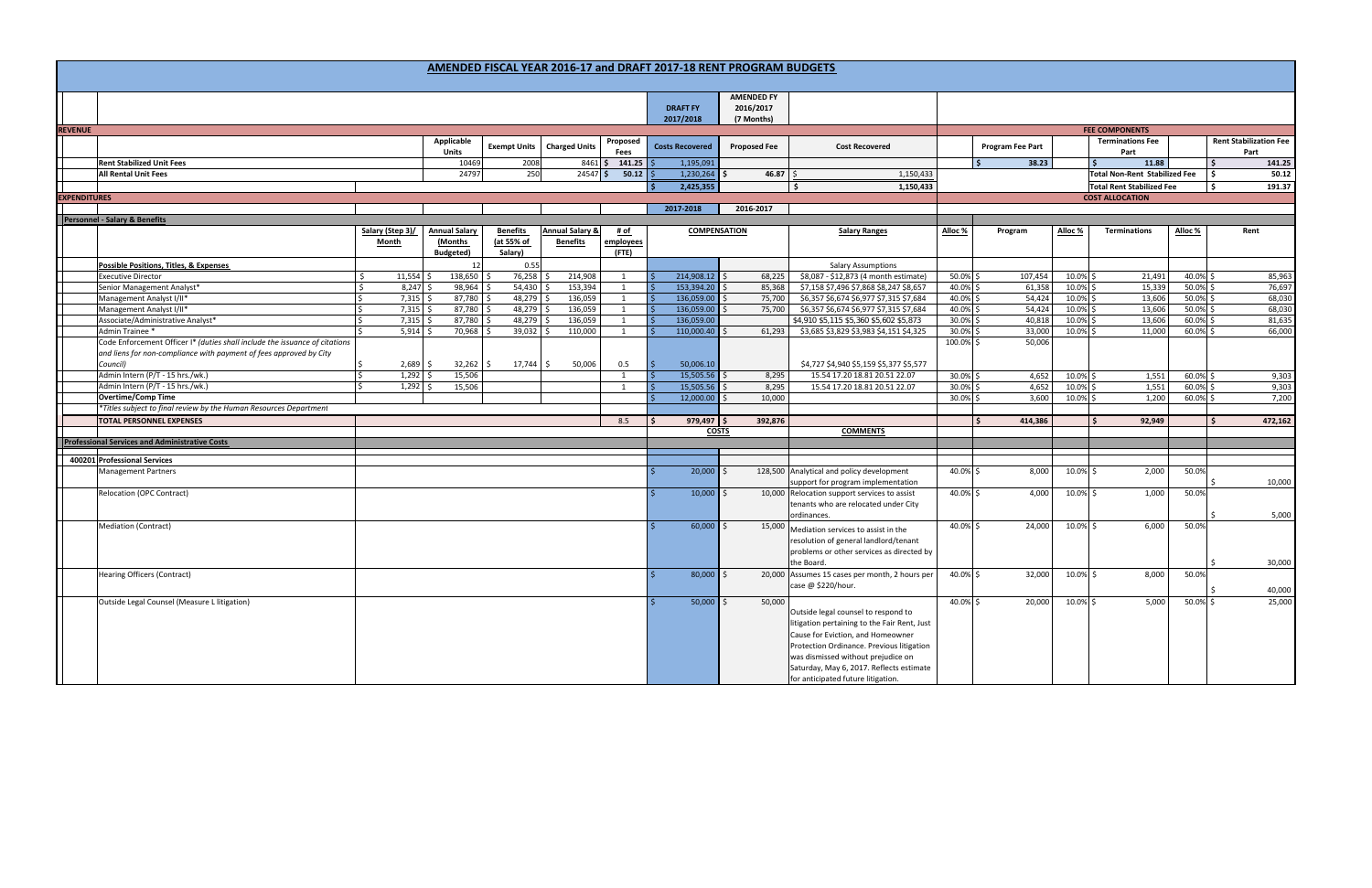# AMENDED FISCAL YEAR 2016-17 and DRAFT 2017-18 RENT PROGRAM BUDGETS

## REVENUE

| | Applicable Units | Exempt Units | Charged Units | Proposed Fees | DRAFT FY 2017/2018 Costs Recovered | AMENDED FY 2016/2017 (7 Months) Proposed Fee | Cost Recovered |
|---|---|---|---|---|---|---|---|
| Rent Stabilized Unit Fees | 10469 | 2008 | 8461 | $ 141.25 | $ 1,195,091 | | |
| All Rental Unit Fees | 24797 | 250 | 24547 | $ 50.12 | $ 1,230,264 | $ 46.87 | $ 1,150,433 |
| | | | | | $ 2,425,355 | | $ 1,150,433 |

**FEE COMPONENTS**

| Program Fee Part | Terminations Fee Part | Rent Stabilization Fee Part |
|---|---|---|
| $ 38.23 | $ 11.88 | $ 141.25 |
| | Total Non-Rent Stabilized Fee | $ 50.12 |
| | Total Rent Stabilized Fee | $ 191.37 |

## EXPENDITURES

### Personnel - Salary & Benefits

| Possible Positions, Titles, & Expenses | Salary (Step 3)/ Month | Annual Salary (Months Budgeted) | Benefits (at 55% of Salary) | Annual Salary & Benefits | # of employees (FTE) | Compensation 2017-2018 | Compensation 2016-2017 | Salary Ranges | Alloc % | Program | Alloc % | Terminations | Alloc % | Rent |
|---|---|---|---|---|---|---|---|---|---|---|---|---|---|---|
| | | 12 | 0.55 | | | | | Salary Assumptions | | | | | | |
| Executive Director | $ 11,554 | $ 138,650 | $ 76,258 | $ 214,908 | 1 | $ 214,908.12 | $ 68,225 | $8,087 - $12,873 (4 month estimate) | 50.0% | $ 107,454 | 10.0% | $ 21,491 | 40.0% | $ 85,963 |
| Senior Management Analyst* | $ 8,247 | $ 98,964 | $ 54,430 | $ 153,394 | 1 | $ 153,394.20 | $ 85,368 | $7,158 $7,496 $7,868 $8,247 $8,657 | 40.0% | $ 61,358 | 10.0% | $ 15,339 | 50.0% | $ 76,697 |
| Management Analyst I/II* | $ 7,315 | $ 87,780 | $ 48,279 | $ 136,059 | 1 | $ 136,059.00 | $ 75,700 | $6,357 $6,674 $6,977 $7,315 $7,684 | 40.0% | $ 54,424 | 10.0% | $ 13,606 | 50.0% | $ 68,030 |
| Management Analyst I/II* | $ 7,315 | $ 87,780 | $ 48,279 | $ 136,059 | 1 | $ 136,059.00 | $ 75,700 | $6,357 $6,674 $6,977 $7,315 $7,684 | 40.0% | $ 54,424 | 10.0% | $ 13,606 | 50.0% | $ 68,030 |
| Associate/Administrative Analyst* | $ 7,315 | $ 87,780 | $ 48,279 | $ 136,059 | 1 | $ 136,059.00 | | $4,910 $5,115 $5,360 $5,602 $5,873 | 30.0% | $ 40,818 | 10.0% | $ 13,606 | 60.0% | $ 81,635 |
| Admin Trainee * | $ 5,914 | $ 70,968 | $ 39,032 | $ 110,000 | 1 | $ 110,000.40 | $ 61,293 | $3,685 $3,829 $3,983 $4,151 $4,325 | 30.0% | $ 33,000 | 10.0% | $ 11,000 | 60.0% | $ 66,000 |
| Code Enforcement Officer I* *(duties shall include the issuance of citations and liens for non-compliance with payment of fees approved by City Council)* | $ 2,689 | $ 32,262 | $ 17,744 | $ 50,006 | 0.5 | $ 50,006.10 | | $4,727 $4,940 $5,159 $5,377 $5,577 | 100.0% | $ 50,006 | | | | |
| Admin Intern (P/T - 15 hrs./wk.) | $ 1,292 | $ 15,506 | | | 1 | $ 15,505.56 | $ 8,295 | 15.54 17.20 18.81 20.51 22.07 | 30.0% | $ 4,652 | 10.0% | $ 1,551 | 60.0% | $ 9,303 |
| Admin Intern (P/T - 15 hrs./wk.) | $ 1,292 | $ 15,506 | | | 1 | $ 15,505.56 | $ 8,295 | 15.54 17.20 18.81 20.51 22.07 | 30.0% | $ 4,652 | 10.0% | $ 1,551 | 60.0% | $ 9,303 |
| Overtime/Comp Time | | | | | | $ 12,000.00 | $ 10,000 | | 30.0% | $ 3,600 | 10.0% | $ 1,200 | 60.0% | $ 7,200 |
| *Titles subject to final review by the Human Resources Department | | | | | | | | | | | | | | |
| **TOTAL PERSONNEL EXPENSES** | | | | | 8.5 | $ 979,497 | $ 392,876 | | | $ 414,386 | | $ 92,949 | | $ 472,162 |

### Professional Services and Administrative Costs

**400201 Professional Services**

| Item | Costs 2017-2018 | Costs 2016-2017 | Comments | Alloc % | Program | Alloc % | Terminations | Alloc % | Rent |
|---|---|---|---|---|---|---|---|---|---|
| Management Partners | $ 20,000 | $ 128,500 | Analytical and policy development support for program implementation | 40.0% | $ 8,000 | 10.0% | $ 2,000 | 50.0% | $ 10,000 |
| Relocation (OPC Contract) | $ 10,000 | $ 10,000 | Relocation support services to assist tenants who are relocated under City ordinances. | 40.0% | $ 4,000 | 10.0% | $ 1,000 | 50.0% | $ 5,000 |
| Mediation (Contract) | $ 60,000 | $ 15,000 | Mediation services to assist in the resolution of general landlord/tenant problems or other services as directed by the Board. | 40.0% | $ 24,000 | 10.0% | $ 6,000 | 50.0% | $ 30,000 |
| Hearing Officers (Contract) | $ 80,000 | $ 20,000 | Assumes 15 cases per month, 2 hours per case @ $220/hour. | 40.0% | $ 32,000 | 10.0% | $ 8,000 | 50.0% | $ 40,000 |
| Outside Legal Counsel (Measure L litigation) | $ 50,000 | $ 50,000 | Outside legal counsel to respond to litigation pertaining to the Fair Rent, Just Cause for Eviction, and Homeowner Protection Ordinance. Previous litigation was dismissed without prejudice on Saturday, May 6, 2017. Reflects estimate for anticipated future litigation. | 40.0% | $ 20,000 | 10.0% | $ 5,000 | 50.0% | $ 25,000 |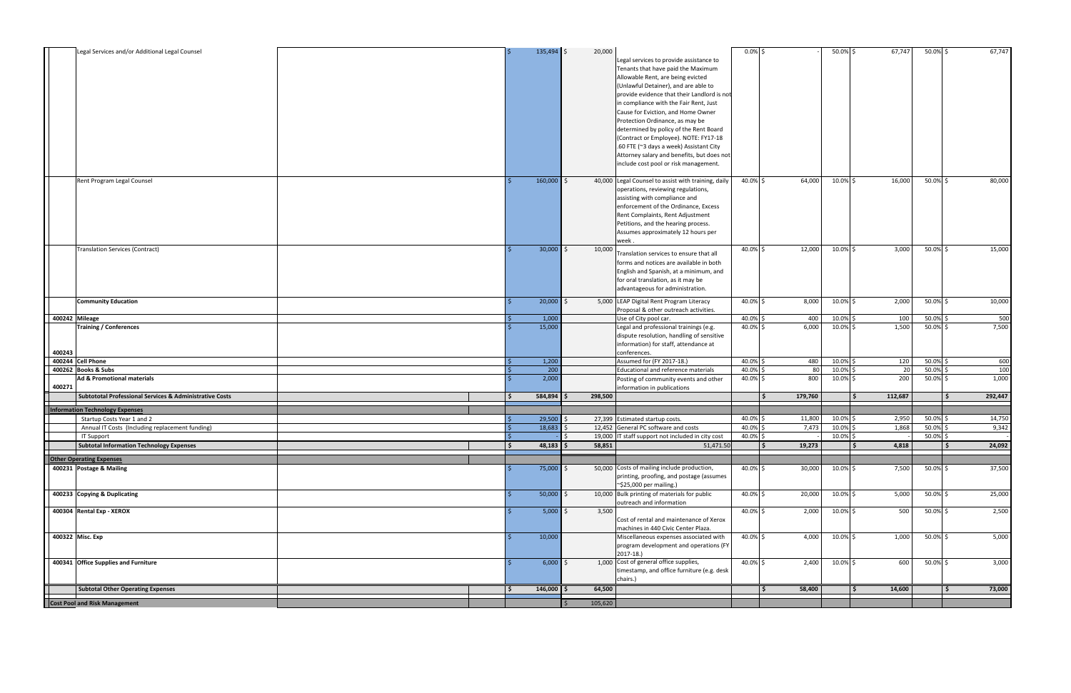| Account | Item | | | Amount | Amount | Description | % | Amount | % | Amount | % | Amount |
|---|---|---|---|---|---|---|---|---|---|---|---|---|
| | Legal Services and/or Additional Legal Counsel | | | $ 135,494 | $ 20,000 | Legal services to provide assistance to Tenants that have paid the Maximum Allowable Rent, are being evicted (Unlawful Detainer), and are able to provide evidence that their Landlord is not in compliance with the Fair Rent, Just Cause for Eviction, and Home Owner Protection Ordinance, as may be determined by policy of the Rent Board (Contract or Employee). NOTE: FY17-18 .60 FTE (~3 days a week) Assistant City Attorney salary and benefits, but does not include cost pool or risk management. | 0.0% | $ - | 50.0% | $ 67,747 | 50.0% | $ 67,747 |
| | Rent Program Legal Counsel | | | $ 160,000 | $ 40,000 | Legal Counsel to assist with training, daily operations, reviewing regulations, assisting with compliance and enforcement of the Ordinance, Excess Rent Complaints, Rent Adjustment Petitions, and the hearing process. Assumes approximately 12 hours per week . | 40.0% | $ 64,000 | 10.0% | $ 16,000 | 50.0% | $ 80,000 |
| | Translation Services (Contract) | | | $ 30,000 | $ 10,000 | Translation services to ensure that all forms and notices are available in both English and Spanish, at a minimum, and for oral translation, as it may be advantageous for administration. | 40.0% | $ 12,000 | 10.0% | $ 3,000 | 50.0% | $ 15,000 |
| | **Community Education** | | | $ 20,000 | $ 5,000 | LEAP Digital Rent Program Literacy Proposal & other outreach activities. | 40.0% | $ 8,000 | 10.0% | $ 2,000 | 50.0% | $ 10,000 |
| 400242 | **Mileage** | | | $ 1,000 | | Use of City pool car. | 40.0% | $ 400 | 10.0% | $ 100 | 50.0% | $ 500 |
| 400243 | **Training / Conferences** | | | $ 15,000 | | Legal and professional trainings (e.g. dispute resolution, handling of sensitive information) for staff, attendance at conferences. | 40.0% | $ 6,000 | 10.0% | $ 1,500 | 50.0% | $ 7,500 |
| 400244 | **Cell Phone** | | | $ 1,200 | | Assumed for (FY 2017-18.) | 40.0% | $ 480 | 10.0% | $ 120 | 50.0% | $ 600 |
| 400262 | **Books & Subs** | | | $ 200 | | Educational and reference materials | 40.0% | $ 80 | 10.0% | $ 20 | 50.0% | $ 100 |
| 400271 | **Ad & Promotional materials** | | | $ 2,000 | | Posting of community events and other information in publications | 40.0% | $ 800 | 10.0% | $ 200 | 50.0% | $ 1,000 |
| | **Subtotal Professional Services & Administrative Costs** | | | **$ 584,894** | **$ 298,500** | | | **$ 179,760** | | **$ 112,687** | | **$ 292,447** |
| **Information Technology Expenses** | | | | | | | | | | | | |
| | Startup Costs Year 1 and 2 | | | $ 29,500 | $ 27,399 | Estimated startup costs. | 40.0% | $ 11,800 | 10.0% | $ 2,950 | 50.0% | $ 14,750 |
| | Annual IT Costs (Including replacement funding) | | | $ 18,683 | $ 12,452 | General PC software and costs | 40.0% | $ 7,473 | 10.0% | $ 1,868 | 50.0% | $ 9,342 |
| | IT Support | | | $ - | $ 19,000 | IT staff support not included in city cost | 40.0% | $ - | 10.0% | $ - | 50.0% | $ - |
| | **Subtotal Information Technology Expenses** | | | **$ 48,183** | **$ 58,851** | 51,471.50 | | **$ 19,273** | | **$ 4,818** | | **$ 24,092** |
| **Other Operating Expenses** | | | | | | | | | | | | |
| 400231 | **Postage & Mailing** | | | $ 75,000 | $ 50,000 | Costs of mailing include production, printing, proofing, and postage (assumes ~$25,000 per mailing.) | 40.0% | $ 30,000 | 10.0% | $ 7,500 | 50.0% | $ 37,500 |
| 400233 | **Copying & Duplicating** | | | $ 50,000 | $ 10,000 | Bulk printing of materials for public outreach and information | 40.0% | $ 20,000 | 10.0% | $ 5,000 | 50.0% | $ 25,000 |
| 400304 | **Rental Exp - XEROX** | | | $ 5,000 | $ 3,500 | Cost of rental and maintenance of Xerox machines in 440 Civic Center Plaza. | 40.0% | $ 2,000 | 10.0% | $ 500 | 50.0% | $ 2,500 |
| 400322 | **Misc. Exp** | | | $ 10,000 | | Miscellaneous expenses associated with program development and operations (FY 2017-18.) | 40.0% | $ 4,000 | 10.0% | $ 1,000 | 50.0% | $ 5,000 |
| 400341 | **Office Supplies and Furniture** | | | $ 6,000 | $ 1,000 | Cost of general office supplies, timestamp, and office furniture (e.g. desk chairs.) | 40.0% | $ 2,400 | 10.0% | $ 600 | 50.0% | $ 3,000 |
| | **Subtotal Other Operating Expenses** | | | **$ 146,000** | **$ 64,500** | | | **$ 58,400** | | **$ 14,600** | | **$ 73,000** |
| **Cost Pool and Risk Management** | | | | | $ 105,620 | | | | | | | |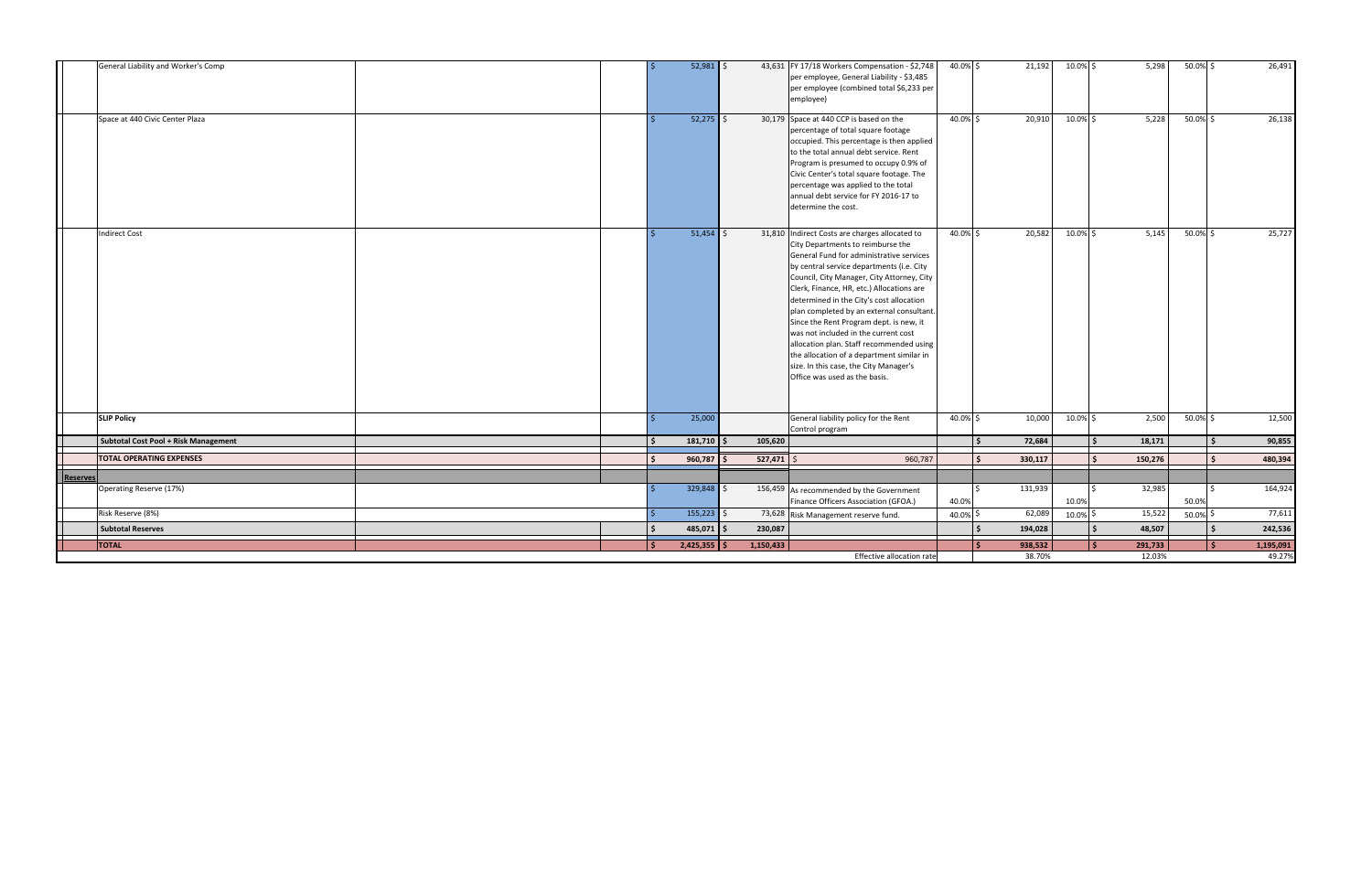| | | | | | | | | | | | | |
|---|---|---|---|---|---|---|---|---|---|---|---|---|
| | General Liability and Worker's Comp | | | $ 52,981 | $ 43,631 | FY 17/18 Workers Compensation - $2,748 per employee, General Liability - $3,485 per employee (combined total $6,233 per employee) | 40.0% | $ 21,192 | 10.0% | $ 5,298 | 50.0% | $ 26,491 |
| | Space at 440 Civic Center Plaza | | | $ 52,275 | $ 30,179 | Space at 440 CCP is based on the percentage of total square footage occupied. This percentage is then applied to the total annual debt service. Rent Program is presumed to occupy 0.9% of Civic Center's total square footage. The percentage was applied to the total annual debt service for FY 2016-17 to determine the cost. | 40.0% | $ 20,910 | 10.0% | $ 5,228 | 50.0% | $ 26,138 |
| | Indirect Cost | | | $ 51,454 | $ 31,810 | Indirect Costs are charges allocated to City Departments to reimburse the General Fund for administrative services by central service departments (i.e. City Council, City Manager, City Attorney, City Clerk, Finance, HR, etc.) Allocations are determined in the City's cost allocation plan completed by an external consultant. Since the Rent Program dept. is new, it was not included in the current cost allocation plan. Staff recommended using the allocation of a department similar in size. In this case, the City Manager's Office was used as the basis. | 40.0% | $ 20,582 | 10.0% | $ 5,145 | 50.0% | $ 25,727 |
| | **SLIP Policy** | | | $ 25,000 | | General liability policy for the Rent Control program | 40.0% | $ 10,000 | 10.0% | $ 2,500 | 50.0% | $ 12,500 |
| | **Subtotal Cost Pool + Risk Management** | | | **$ 181,710** | **$ 105,620** | | | **$ 72,684** | | **$ 18,171** | | **$ 90,855** |
| | **TOTAL OPERATING EXPENSES** | | | **$ 960,787** | **$ 527,471** | $ 960,787 | | **$ 330,117** | | **$ 150,276** | | **$ 480,394** |
| **Reserves** | | | | | | | | | | | | |
| | Operating Reserve (17%) | | | $ 329,848 | $ 156,459 | As recommended by the Government Finance Officers Association (GFOA.) | 40.0% | $ 131,939 | 10.0% | $ 32,985 | 50.0% | $ 164,924 |
| | Risk Reserve (8%) | | | $ 155,223 | $ 73,628 | Risk Management reserve fund. | 40.0% | $ 62,089 | 10.0% | $ 15,522 | 50.0% | $ 77,611 |
| | **Subtotal Reserves** | | | **$ 485,071** | **$ 230,087** | | | **$ 194,028** | | **$ 48,507** | | **$ 242,536** |
| | **TOTAL** | | | **$ 2,425,355** | **$ 1,150,433** | | | **$ 938,532** | | **$ 291,733** | | **$ 1,195,091** |
| | | | | | | Effective allocation rate | | 38.70% | | 12.03% | | 49.27% |